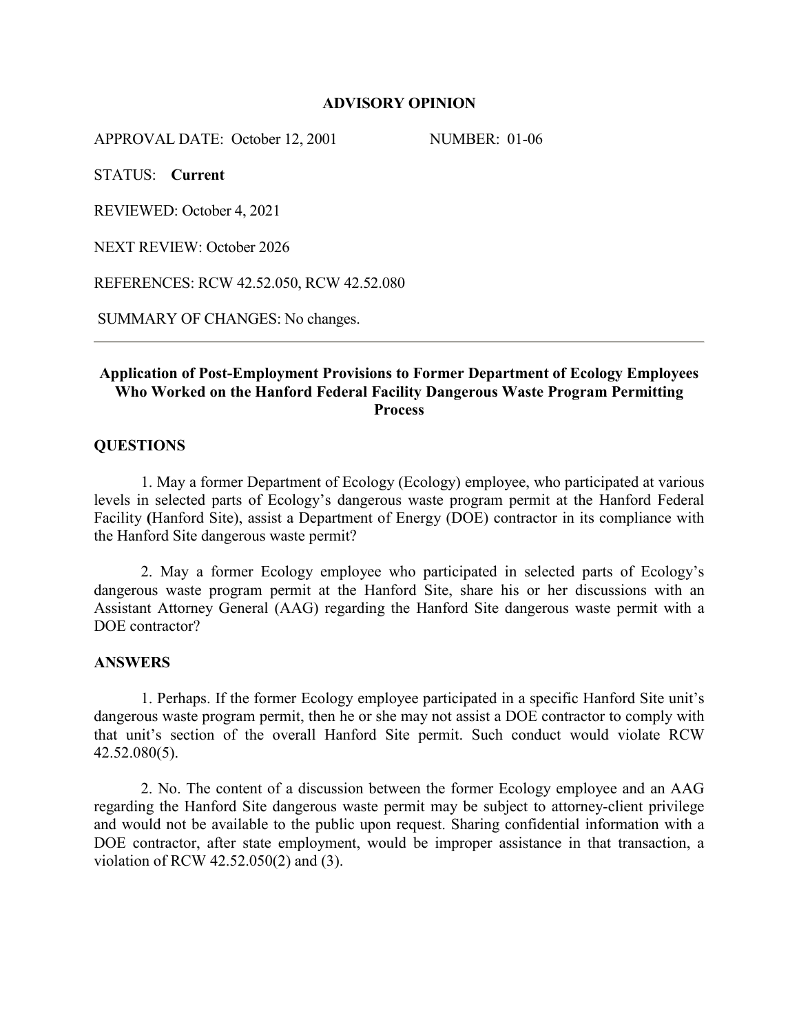**ADVISORY OPINION**

APPROVAL DATE: October 12, 2001 NUMBER: 01-06

STATUS: **Current**

REVIEWED: October 4, 2021

NEXT REVIEW: October 2026

REFERENCES: RCW 42.52.050, RCW 42.52.080

SUMMARY OF CHANGES: No changes.

---

## Application of Post-Employment Provisions to Former Department of Ecology Employees Who Worked on the Hanford Federal Facility Dangerous Waste Program Permitting Process

### QUESTIONS

1. May a former Department of Ecology (Ecology) employee, who participated at various levels in selected parts of Ecology's dangerous waste program permit at the Hanford Federal Facility **(**Hanford Site), assist a Department of Energy (DOE) contractor in its compliance with the Hanford Site dangerous waste permit?

2. May a former Ecology employee who participated in selected parts of Ecology's dangerous waste program permit at the Hanford Site, share his or her discussions with an Assistant Attorney General (AAG) regarding the Hanford Site dangerous waste permit with a DOE contractor?

### ANSWERS

1. Perhaps. If the former Ecology employee participated in a specific Hanford Site unit's dangerous waste program permit, then he or she may not assist a DOE contractor to comply with that unit's section of the overall Hanford Site permit. Such conduct would violate RCW 42.52.080(5).

2. No. The content of a discussion between the former Ecology employee and an AAG regarding the Hanford Site dangerous waste permit may be subject to attorney-client privilege and would not be available to the public upon request. Sharing confidential information with a DOE contractor, after state employment, would be improper assistance in that transaction, a violation of RCW 42.52.050(2) and (3).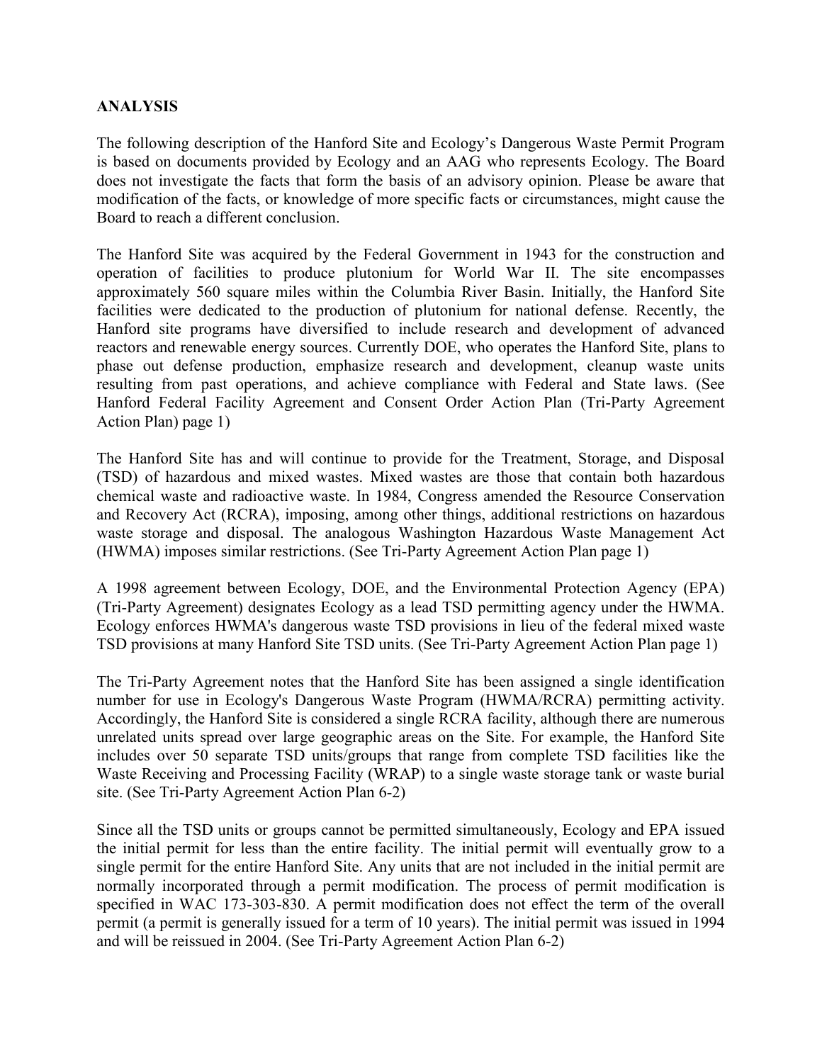**ANALYSIS**

The following description of the Hanford Site and Ecology's Dangerous Waste Permit Program is based on documents provided by Ecology and an AAG who represents Ecology. The Board does not investigate the facts that form the basis of an advisory opinion. Please be aware that modification of the facts, or knowledge of more specific facts or circumstances, might cause the Board to reach a different conclusion.

The Hanford Site was acquired by the Federal Government in 1943 for the construction and operation of facilities to produce plutonium for World War II. The site encompasses approximately 560 square miles within the Columbia River Basin. Initially, the Hanford Site facilities were dedicated to the production of plutonium for national defense. Recently, the Hanford site programs have diversified to include research and development of advanced reactors and renewable energy sources. Currently DOE, who operates the Hanford Site, plans to phase out defense production, emphasize research and development, cleanup waste units resulting from past operations, and achieve compliance with Federal and State laws. (See Hanford Federal Facility Agreement and Consent Order Action Plan (Tri-Party Agreement Action Plan) page 1)

The Hanford Site has and will continue to provide for the Treatment, Storage, and Disposal (TSD) of hazardous and mixed wastes. Mixed wastes are those that contain both hazardous chemical waste and radioactive waste. In 1984, Congress amended the Resource Conservation and Recovery Act (RCRA), imposing, among other things, additional restrictions on hazardous waste storage and disposal. The analogous Washington Hazardous Waste Management Act (HWMA) imposes similar restrictions. (See Tri-Party Agreement Action Plan page 1)

A 1998 agreement between Ecology, DOE, and the Environmental Protection Agency (EPA) (Tri-Party Agreement) designates Ecology as a lead TSD permitting agency under the HWMA. Ecology enforces HWMA's dangerous waste TSD provisions in lieu of the federal mixed waste TSD provisions at many Hanford Site TSD units. (See Tri-Party Agreement Action Plan page 1)

The Tri-Party Agreement notes that the Hanford Site has been assigned a single identification number for use in Ecology's Dangerous Waste Program (HWMA/RCRA) permitting activity. Accordingly, the Hanford Site is considered a single RCRA facility, although there are numerous unrelated units spread over large geographic areas on the Site. For example, the Hanford Site includes over 50 separate TSD units/groups that range from complete TSD facilities like the Waste Receiving and Processing Facility (WRAP) to a single waste storage tank or waste burial site. (See Tri-Party Agreement Action Plan 6-2)

Since all the TSD units or groups cannot be permitted simultaneously, Ecology and EPA issued the initial permit for less than the entire facility. The initial permit will eventually grow to a single permit for the entire Hanford Site. Any units that are not included in the initial permit are normally incorporated through a permit modification. The process of permit modification is specified in WAC 173-303-830. A permit modification does not effect the term of the overall permit (a permit is generally issued for a term of 10 years). The initial permit was issued in 1994 and will be reissued in 2004. (See Tri-Party Agreement Action Plan 6-2)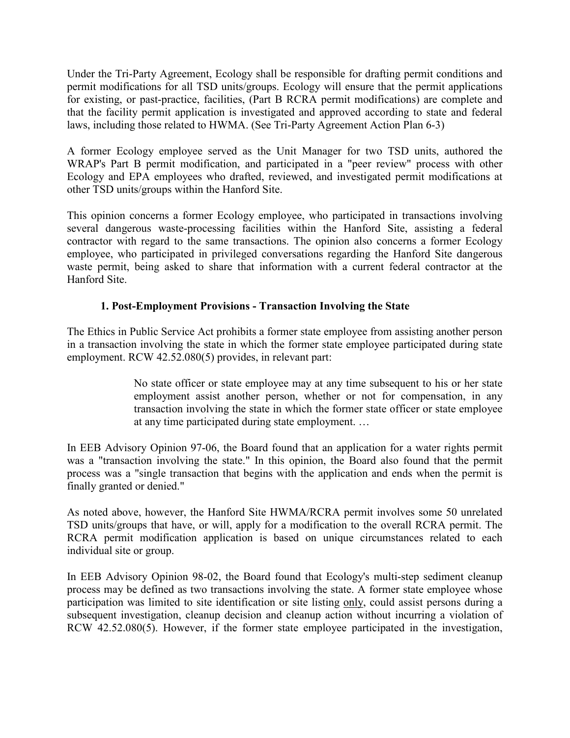Under the Tri-Party Agreement, Ecology shall be responsible for drafting permit conditions and permit modifications for all TSD units/groups. Ecology will ensure that the permit applications for existing, or past-practice, facilities, (Part B RCRA permit modifications) are complete and that the facility permit application is investigated and approved according to state and federal laws, including those related to HWMA. (See Tri-Party Agreement Action Plan 6-3)

A former Ecology employee served as the Unit Manager for two TSD units, authored the WRAP's Part B permit modification, and participated in a "peer review" process with other Ecology and EPA employees who drafted, reviewed, and investigated permit modifications at other TSD units/groups within the Hanford Site.

This opinion concerns a former Ecology employee, who participated in transactions involving several dangerous waste-processing facilities within the Hanford Site, assisting a federal contractor with regard to the same transactions. The opinion also concerns a former Ecology employee, who participated in privileged conversations regarding the Hanford Site dangerous waste permit, being asked to share that information with a current federal contractor at the Hanford Site.

### 1. Post-Employment Provisions - Transaction Involving the State

The Ethics in Public Service Act prohibits a former state employee from assisting another person in a transaction involving the state in which the former state employee participated during state employment. RCW 42.52.080(5) provides, in relevant part:

> No state officer or state employee may at any time subsequent to his or her state employment assist another person, whether or not for compensation, in any transaction involving the state in which the former state officer or state employee at any time participated during state employment. …

In EEB Advisory Opinion 97-06, the Board found that an application for a water rights permit was a "transaction involving the state." In this opinion, the Board also found that the permit process was a "single transaction that begins with the application and ends when the permit is finally granted or denied."

As noted above, however, the Hanford Site HWMA/RCRA permit involves some 50 unrelated TSD units/groups that have, or will, apply for a modification to the overall RCRA permit. The RCRA permit modification application is based on unique circumstances related to each individual site or group.

In EEB Advisory Opinion 98-02, the Board found that Ecology's multi-step sediment cleanup process may be defined as two transactions involving the state. A former state employee whose participation was limited to site identification or site listing <u>only</u>, could assist persons during a subsequent investigation, cleanup decision and cleanup action without incurring a violation of RCW 42.52.080(5). However, if the former state employee participated in the investigation,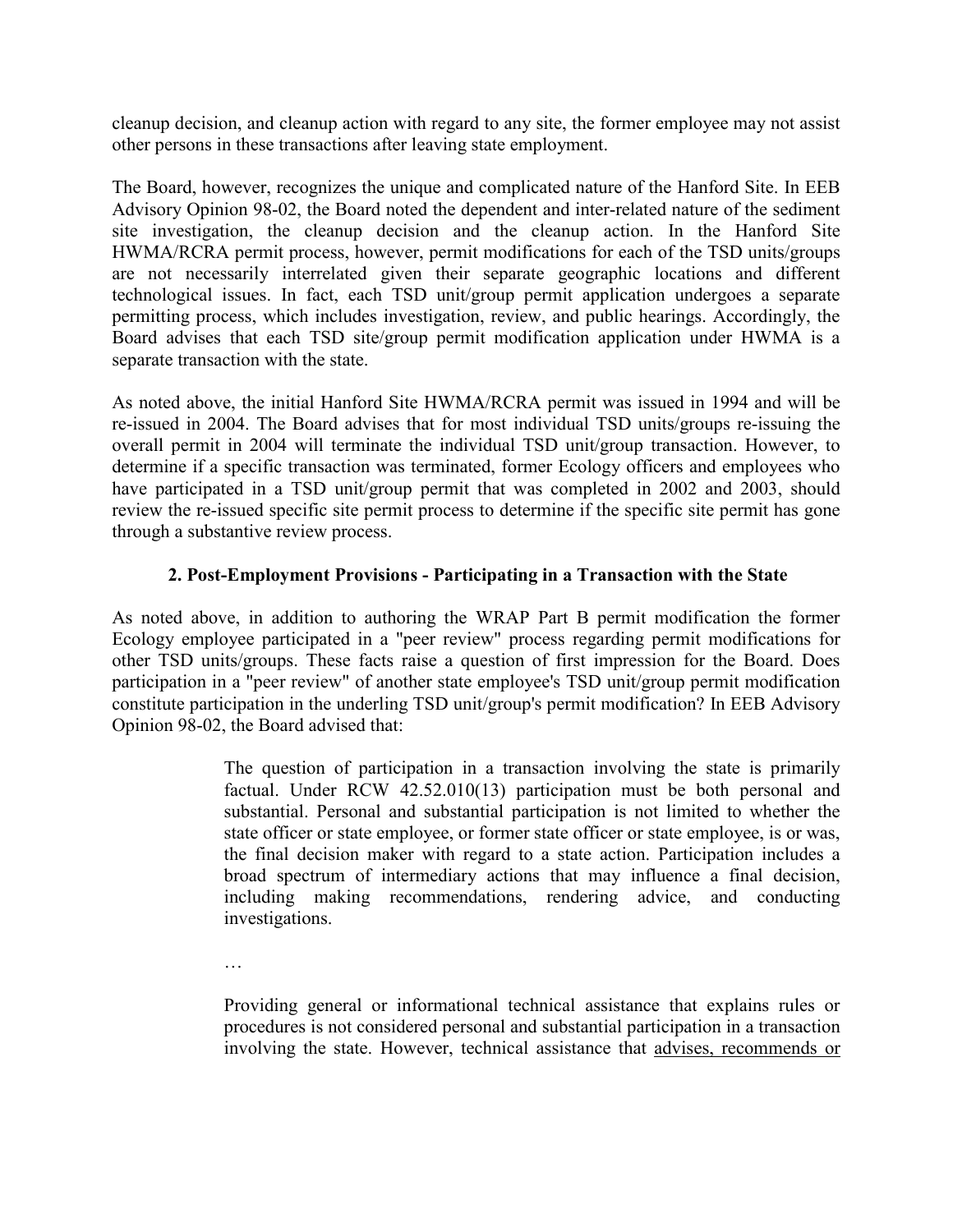cleanup decision, and cleanup action with regard to any site, the former employee may not assist other persons in these transactions after leaving state employment.

The Board, however, recognizes the unique and complicated nature of the Hanford Site. In EEB Advisory Opinion 98-02, the Board noted the dependent and inter-related nature of the sediment site investigation, the cleanup decision and the cleanup action. In the Hanford Site HWMA/RCRA permit process, however, permit modifications for each of the TSD units/groups are not necessarily interrelated given their separate geographic locations and different technological issues. In fact, each TSD unit/group permit application undergoes a separate permitting process, which includes investigation, review, and public hearings. Accordingly, the Board advises that each TSD site/group permit modification application under HWMA is a separate transaction with the state.

As noted above, the initial Hanford Site HWMA/RCRA permit was issued in 1994 and will be re-issued in 2004. The Board advises that for most individual TSD units/groups re-issuing the overall permit in 2004 will terminate the individual TSD unit/group transaction. However, to determine if a specific transaction was terminated, former Ecology officers and employees who have participated in a TSD unit/group permit that was completed in 2002 and 2003, should review the re-issued specific site permit process to determine if the specific site permit has gone through a substantive review process.

### 2. Post-Employment Provisions - Participating in a Transaction with the State

As noted above, in addition to authoring the WRAP Part B permit modification the former Ecology employee participated in a "peer review" process regarding permit modifications for other TSD units/groups. These facts raise a question of first impression for the Board. Does participation in a "peer review" of another state employee's TSD unit/group permit modification constitute participation in the underling TSD unit/group's permit modification? In EEB Advisory Opinion 98-02, the Board advised that:

> The question of participation in a transaction involving the state is primarily factual. Under RCW 42.52.010(13) participation must be both personal and substantial. Personal and substantial participation is not limited to whether the state officer or state employee, or former state officer or state employee, is or was, the final decision maker with regard to a state action. Participation includes a broad spectrum of intermediary actions that may influence a final decision, including making recommendations, rendering advice, and conducting investigations.
>
> …
>
> Providing general or informational technical assistance that explains rules or procedures is not considered personal and substantial participation in a transaction involving the state. However, technical assistance that <u>advises, recommends or</u>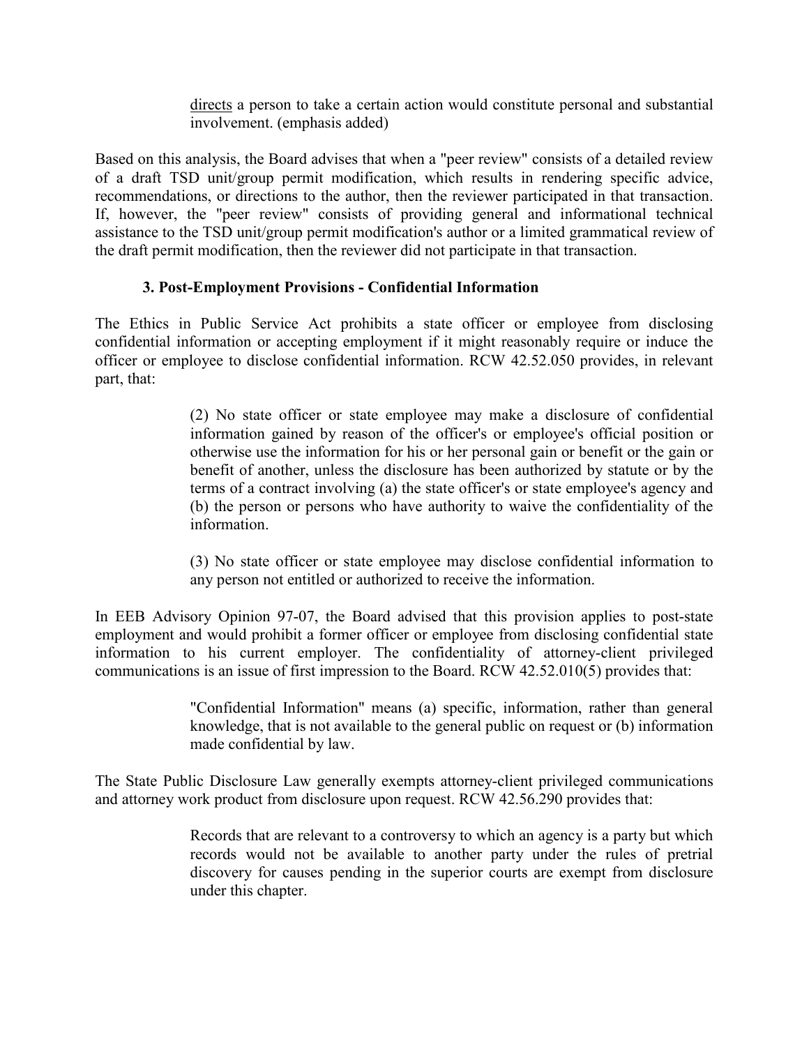directs a person to take a certain action would constitute personal and substantial involvement. (emphasis added)

Based on this analysis, the Board advises that when a "peer review" consists of a detailed review of a draft TSD unit/group permit modification, which results in rendering specific advice, recommendations, or directions to the author, then the reviewer participated in that transaction. If, however, the "peer review" consists of providing general and informational technical assistance to the TSD unit/group permit modification's author or a limited grammatical review of the draft permit modification, then the reviewer did not participate in that transaction.

### 3. Post-Employment Provisions - Confidential Information

The Ethics in Public Service Act prohibits a state officer or employee from disclosing confidential information or accepting employment if it might reasonably require or induce the officer or employee to disclose confidential information. RCW 42.52.050 provides, in relevant part, that:

> (2) No state officer or state employee may make a disclosure of confidential information gained by reason of the officer's or employee's official position or otherwise use the information for his or her personal gain or benefit or the gain or benefit of another, unless the disclosure has been authorized by statute or by the terms of a contract involving (a) the state officer's or state employee's agency and (b) the person or persons who have authority to waive the confidentiality of the information.
>
> (3) No state officer or state employee may disclose confidential information to any person not entitled or authorized to receive the information.

In EEB Advisory Opinion 97-07, the Board advised that this provision applies to post-state employment and would prohibit a former officer or employee from disclosing confidential state information to his current employer. The confidentiality of attorney-client privileged communications is an issue of first impression to the Board. RCW 42.52.010(5) provides that:

> "Confidential Information" means (a) specific, information, rather than general knowledge, that is not available to the general public on request or (b) information made confidential by law.

The State Public Disclosure Law generally exempts attorney-client privileged communications and attorney work product from disclosure upon request. RCW 42.56.290 provides that:

> Records that are relevant to a controversy to which an agency is a party but which records would not be available to another party under the rules of pretrial discovery for causes pending in the superior courts are exempt from disclosure under this chapter.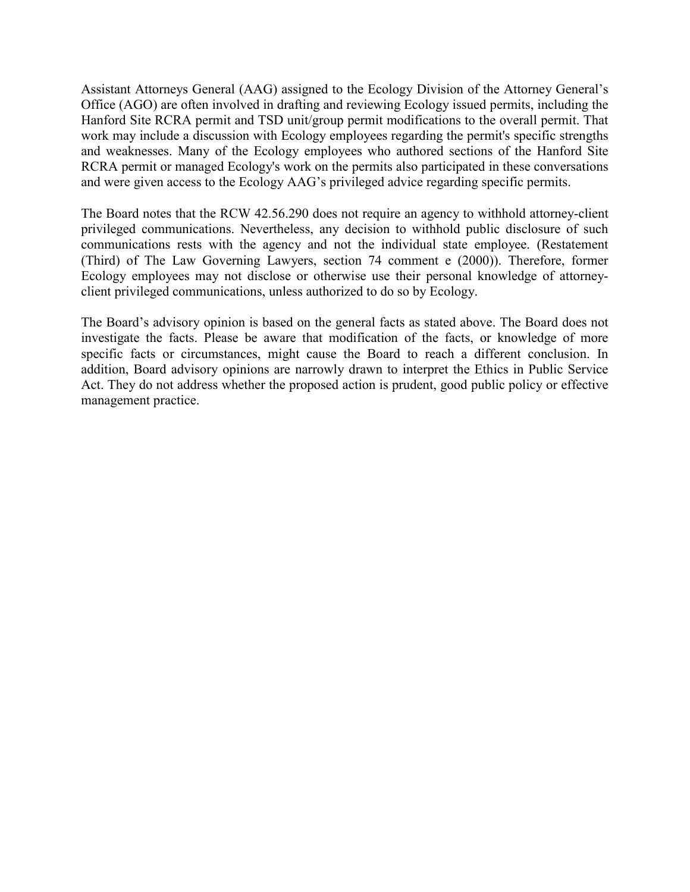Assistant Attorneys General (AAG) assigned to the Ecology Division of the Attorney General's Office (AGO) are often involved in drafting and reviewing Ecology issued permits, including the Hanford Site RCRA permit and TSD unit/group permit modifications to the overall permit. That work may include a discussion with Ecology employees regarding the permit's specific strengths and weaknesses. Many of the Ecology employees who authored sections of the Hanford Site RCRA permit or managed Ecology's work on the permits also participated in these conversations and were given access to the Ecology AAG's privileged advice regarding specific permits.

The Board notes that the RCW 42.56.290 does not require an agency to withhold attorney-client privileged communications. Nevertheless, any decision to withhold public disclosure of such communications rests with the agency and not the individual state employee. (Restatement (Third) of The Law Governing Lawyers, section 74 comment e (2000)). Therefore, former Ecology employees may not disclose or otherwise use their personal knowledge of attorney-client privileged communications, unless authorized to do so by Ecology.

The Board's advisory opinion is based on the general facts as stated above. The Board does not investigate the facts. Please be aware that modification of the facts, or knowledge of more specific facts or circumstances, might cause the Board to reach a different conclusion. In addition, Board advisory opinions are narrowly drawn to interpret the Ethics in Public Service Act. They do not address whether the proposed action is prudent, good public policy or effective management practice.